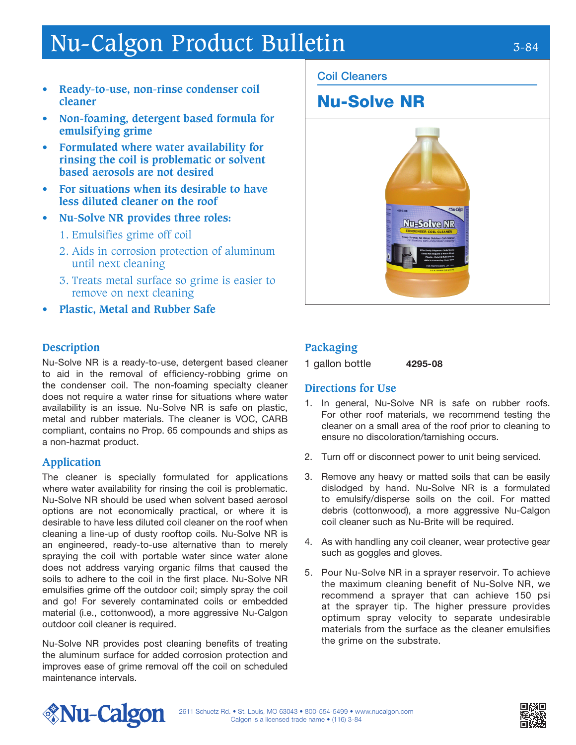# Nu-Calgon Product Bulletin

## Coil Cleaners

## Nu-Solve NR

- **Ready-to-use, non-rinse condenser coil cleaner**
- **Non-foaming, detergent based formula for emulsifying grime**
- **Formulated where water availability for rinsing the coil is problematic or solvent based aerosols are not desired**
- **For situations when its desirable to have less diluted cleaner on the roof**
- **Nu-Solve NR provides three roles:**
  1. Emulsifies grime off coil
  2. Aids in corrosion protection of aluminum until next cleaning
  3. Treats metal surface so grime is easier to remove on next cleaning
- **Plastic, Metal and Rubber Safe**

### Description

Nu-Solve NR is a ready-to-use, detergent based cleaner to aid in the removal of efficiency-robbing grime on the condenser coil. The non-foaming specialty cleaner does not require a water rinse for situations where water availability is an issue. Nu-Solve NR is safe on plastic, metal and rubber materials. The cleaner is VOC, CARB compliant, contains no Prop. 65 compounds and ships as a non-hazmat product.

### Application

The cleaner is specially formulated for applications where water availability for rinsing the coil is problematic. Nu-Solve NR should be used when solvent based aerosol options are not economically practical, or where it is desirable to have less diluted coil cleaner on the roof when cleaning a line-up of dusty rooftop coils. Nu-Solve NR is an engineered, ready-to-use alternative than to merely spraying the coil with portable water since water alone does not address varying organic films that caused the soils to adhere to the coil in the first place. Nu-Solve NR emulsifies grime off the outdoor coil; simply spray the coil and go! For severely contaminated coils or embedded material (i.e., cottonwood), a more aggressive Nu-Calgon outdoor coil cleaner is required.

Nu-Solve NR provides post cleaning benefits of treating the aluminum surface for added corrosion protection and improves ease of grime removal off the coil on scheduled maintenance intervals.

### Packaging

| | |
|---|---|
| 1 gallon bottle | **4295-08** |

### Directions for Use

1. In general, Nu-Solve NR is safe on rubber roofs. For other roof materials, we recommend testing the cleaner on a small area of the roof prior to cleaning to ensure no discoloration/tarnishing occurs.
2. Turn off or disconnect power to unit being serviced.
3. Remove any heavy or matted soils that can be easily dislodged by hand. Nu-Solve NR is a formulated to emulsify/disperse soils on the coil. For matted debris (cottonwood), a more aggressive Nu-Calgon coil cleaner such as Nu-Brite will be required.
4. As with handling any coil cleaner, wear protective gear such as goggles and gloves.
5. Pour Nu-Solve NR in a sprayer reservoir. To achieve the maximum cleaning benefit of Nu-Solve NR, we recommend a sprayer that can achieve 150 psi at the sprayer tip. The higher pressure provides optimum spray velocity to separate undesirable materials from the surface as the cleaner emulsifies the grime on the substrate.

Nu-Calgon 2611 Schuetz Rd. • St. Louis, MO 63043 • 800-554-5499 • www.nucalgon.com
Calgon is a licensed trade name • (116) 3-84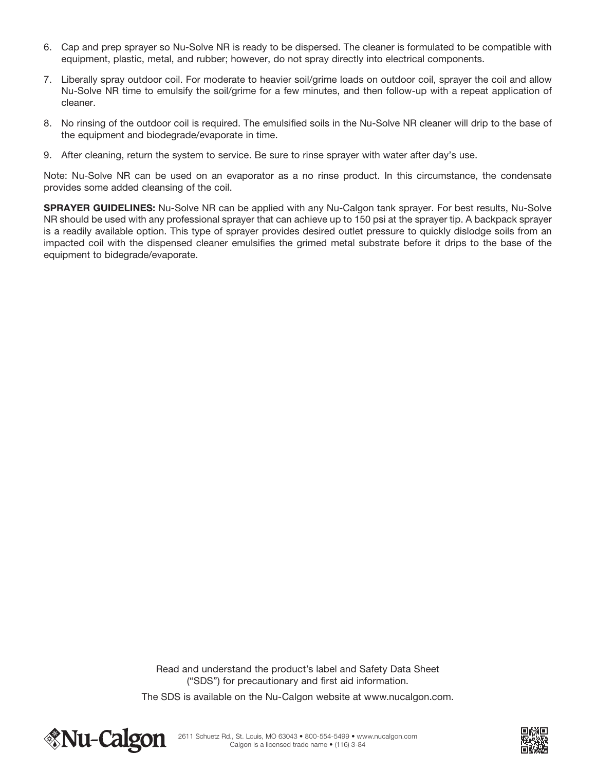6. Cap and prep sprayer so Nu-Solve NR is ready to be dispersed. The cleaner is formulated to be compatible with equipment, plastic, metal, and rubber; however, do not spray directly into electrical components.

7. Liberally spray outdoor coil. For moderate to heavier soil/grime loads on outdoor coil, sprayer the coil and allow Nu-Solve NR time to emulsify the soil/grime for a few minutes, and then follow-up with a repeat application of cleaner.

8. No rinsing of the outdoor coil is required. The emulsified soils in the Nu-Solve NR cleaner will drip to the base of the equipment and biodegrade/evaporate in time.

9. After cleaning, return the system to service. Be sure to rinse sprayer with water after day's use.

Note: Nu-Solve NR can be used on an evaporator as a no rinse product. In this circumstance, the condensate provides some added cleansing of the coil.

**SPRAYER GUIDELINES:** Nu-Solve NR can be applied with any Nu-Calgon tank sprayer. For best results, Nu-Solve NR should be used with any professional sprayer that can achieve up to 150 psi at the sprayer tip. A backpack sprayer is a readily available option. This type of sprayer provides desired outlet pressure to quickly dislodge soils from an impacted coil with the dispensed cleaner emulsifies the grimed metal substrate before it drips to the base of the equipment to bidegrade/evaporate.

Read and understand the product's label and Safety Data Sheet ("SDS") for precautionary and first aid information.

The SDS is available on the Nu-Calgon website at www.nucalgon.com.

Nu-Calgon

2611 Schuetz Rd., St. Louis, MO 63043 • 800-554-5499 • www.nucalgon.com
Calgon is a licensed trade name • (116) 3-84